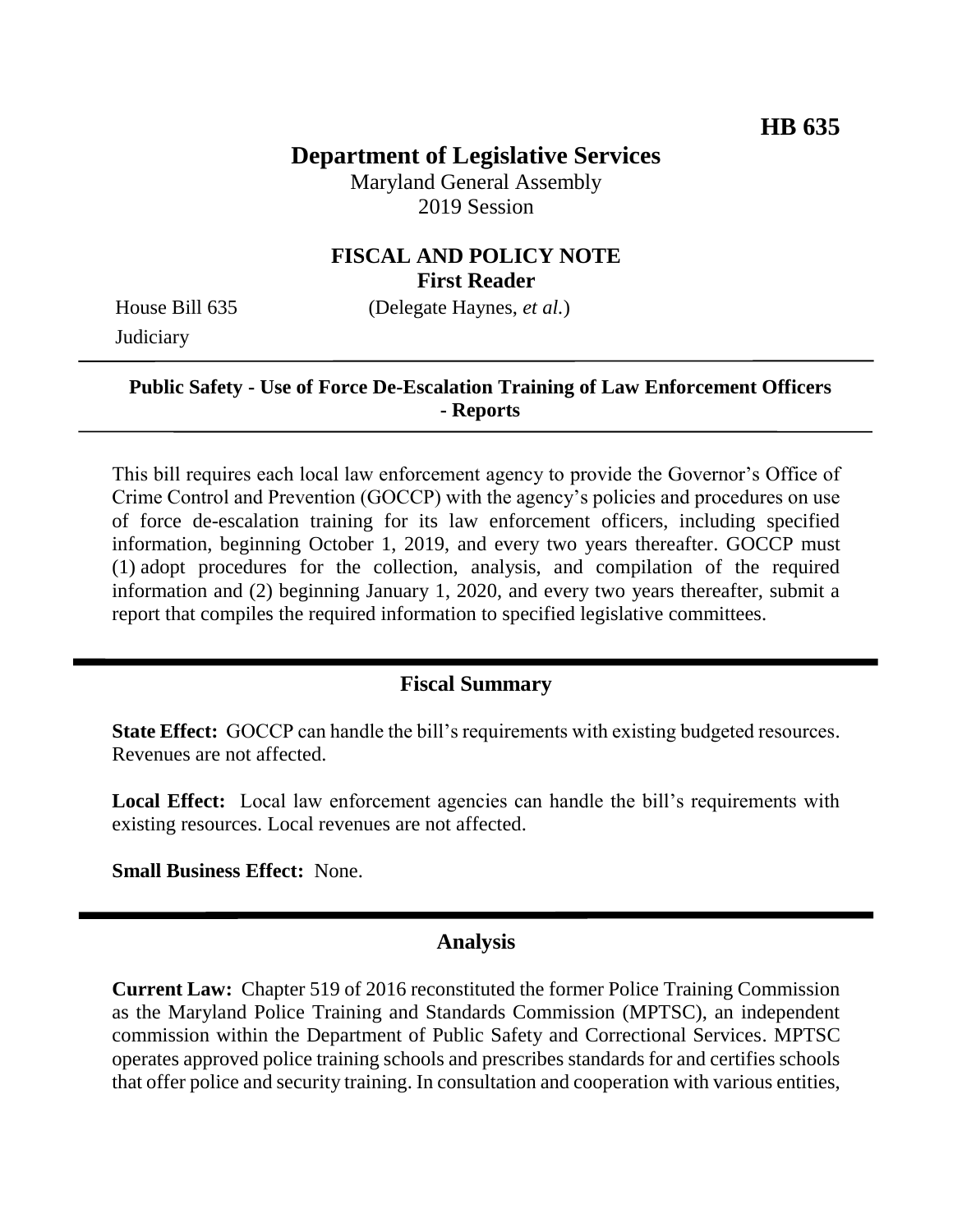**HB 635**

# Department of Legislative Services

Maryland General Assembly
2019 Session

## FISCAL AND POLICY NOTE
**First Reader**

House Bill 635 (Delegate Haynes, *et al.*)
Judiciary

---

**Public Safety - Use of Force De-Escalation Training of Law Enforcement Officers - Reports**

---

This bill requires each local law enforcement agency to provide the Governor's Office of Crime Control and Prevention (GOCCP) with the agency's policies and procedures on use of force de-escalation training for its law enforcement officers, including specified information, beginning October 1, 2019, and every two years thereafter. GOCCP must (1) adopt procedures for the collection, analysis, and compilation of the required information and (2) beginning January 1, 2020, and every two years thereafter, submit a report that compiles the required information to specified legislative committees.

## Fiscal Summary

**State Effect:** GOCCP can handle the bill's requirements with existing budgeted resources. Revenues are not affected.

**Local Effect:** Local law enforcement agencies can handle the bill's requirements with existing resources. Local revenues are not affected.

**Small Business Effect:** None.

## Analysis

**Current Law:** Chapter 519 of 2016 reconstituted the former Police Training Commission as the Maryland Police Training and Standards Commission (MPTSC), an independent commission within the Department of Public Safety and Correctional Services. MPTSC operates approved police training schools and prescribes standards for and certifies schools that offer police and security training. In consultation and cooperation with various entities,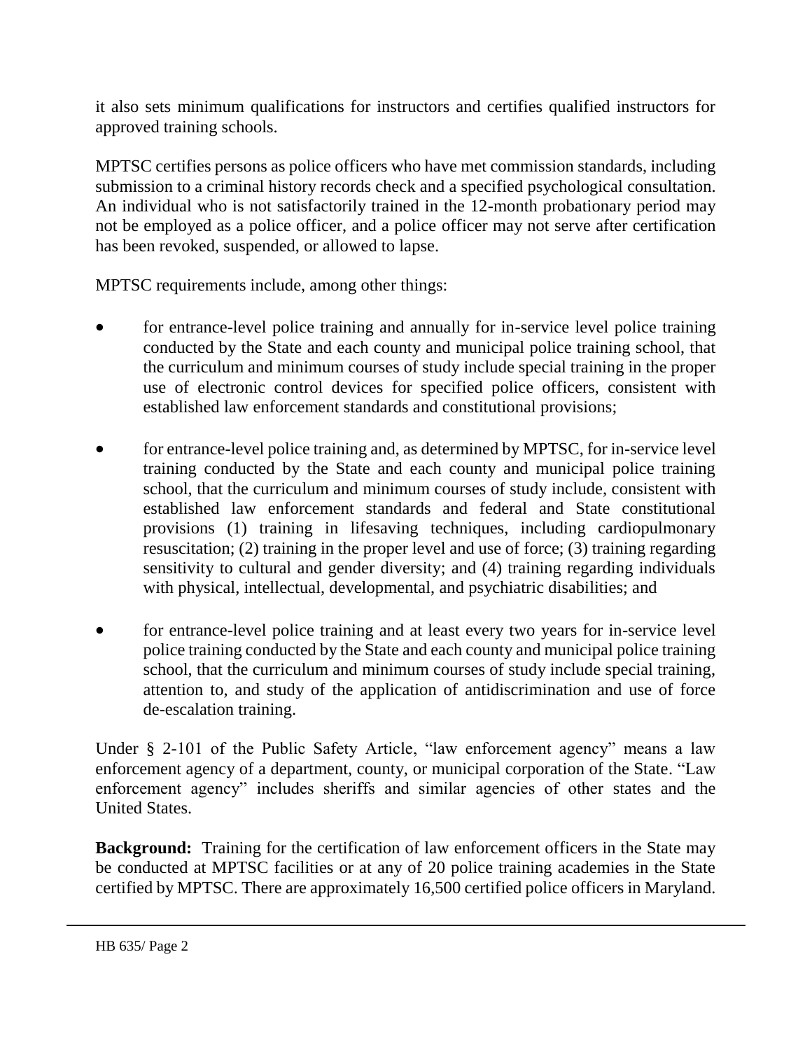it also sets minimum qualifications for instructors and certifies qualified instructors for approved training schools.

MPTSC certifies persons as police officers who have met commission standards, including submission to a criminal history records check and a specified psychological consultation. An individual who is not satisfactorily trained in the 12-month probationary period may not be employed as a police officer, and a police officer may not serve after certification has been revoked, suspended, or allowed to lapse.

MPTSC requirements include, among other things:

- for entrance-level police training and annually for in-service level police training conducted by the State and each county and municipal police training school, that the curriculum and minimum courses of study include special training in the proper use of electronic control devices for specified police officers, consistent with established law enforcement standards and constitutional provisions;
- for entrance-level police training and, as determined by MPTSC, for in-service level training conducted by the State and each county and municipal police training school, that the curriculum and minimum courses of study include, consistent with established law enforcement standards and federal and State constitutional provisions (1) training in lifesaving techniques, including cardiopulmonary resuscitation; (2) training in the proper level and use of force; (3) training regarding sensitivity to cultural and gender diversity; and (4) training regarding individuals with physical, intellectual, developmental, and psychiatric disabilities; and
- for entrance-level police training and at least every two years for in-service level police training conducted by the State and each county and municipal police training school, that the curriculum and minimum courses of study include special training, attention to, and study of the application of antidiscrimination and use of force de-escalation training.

Under § 2-101 of the Public Safety Article, "law enforcement agency" means a law enforcement agency of a department, county, or municipal corporation of the State. "Law enforcement agency" includes sheriffs and similar agencies of other states and the United States.

**Background:** Training for the certification of law enforcement officers in the State may be conducted at MPTSC facilities or at any of 20 police training academies in the State certified by MPTSC. There are approximately 16,500 certified police officers in Maryland.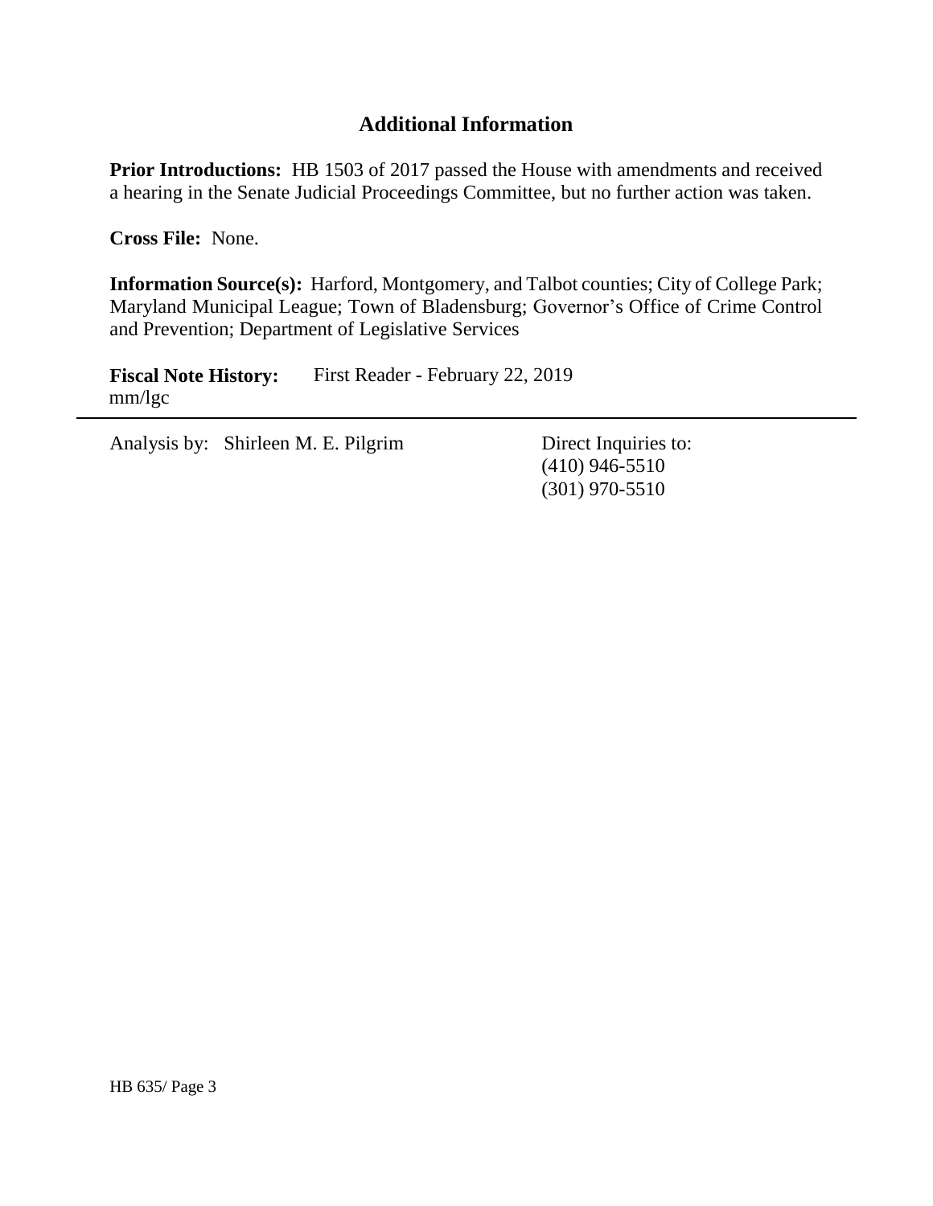## Additional Information

**Prior Introductions:** HB 1503 of 2017 passed the House with amendments and received a hearing in the Senate Judicial Proceedings Committee, but no further action was taken.

**Cross File:** None.

**Information Source(s):** Harford, Montgomery, and Talbot counties; City of College Park; Maryland Municipal League; Town of Bladensburg; Governor's Office of Crime Control and Prevention; Department of Legislative Services

**Fiscal Note History:** First Reader - February 22, 2019
mm/lgc

---

Analysis by: Shirleen M. E. Pilgrim

Direct Inquiries to:
(410) 946-5510
(301) 970-5510